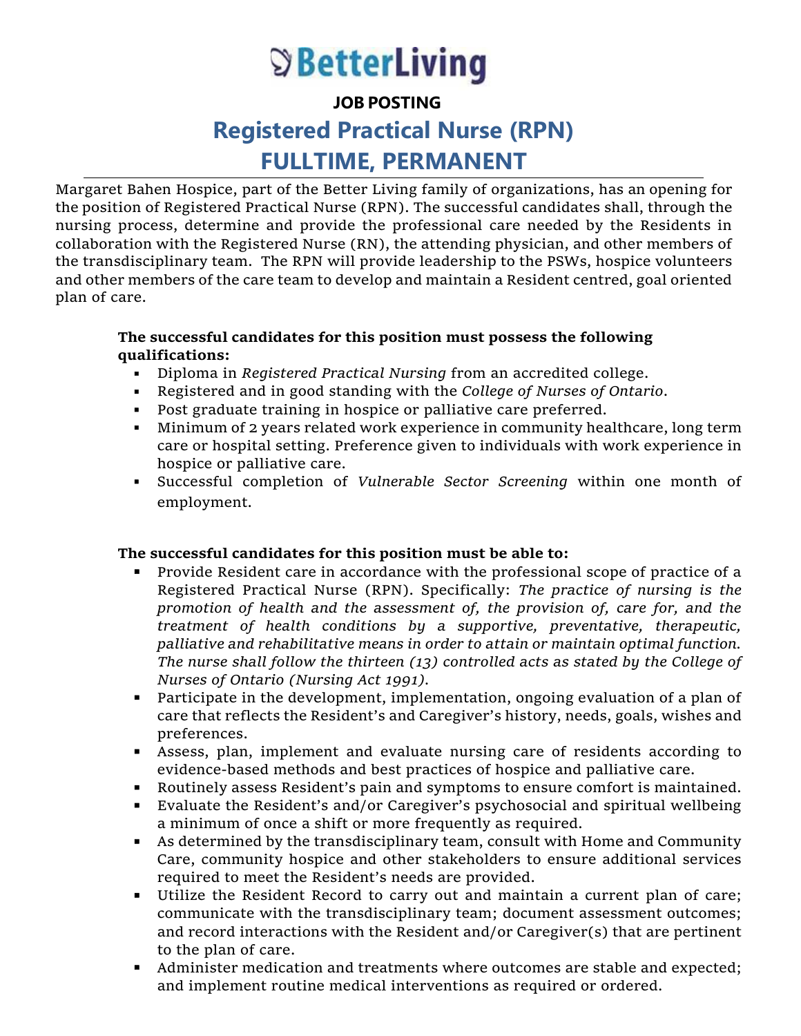# BetterLiving

## JOB POSTING

# Registered Practical Nurse (RPN)
# FULLTIME, PERMANENT

---

Margaret Bahen Hospice, part of the Better Living family of organizations, has an opening for the position of Registered Practical Nurse (RPN). The successful candidates shall, through the nursing process, determine and provide the professional care needed by the Residents in collaboration with the Registered Nurse (RN), the attending physician, and other members of the transdisciplinary team. The RPN will provide leadership to the PSWs, hospice volunteers and other members of the care team to develop and maintain a Resident centred, goal oriented plan of care.

**The successful candidates for this position must possess the following qualifications:**

- Diploma in *Registered Practical Nursing* from an accredited college.
- Registered and in good standing with the *College of Nurses of Ontario*.
- Post graduate training in hospice or palliative care preferred.
- Minimum of 2 years related work experience in community healthcare, long term care or hospital setting. Preference given to individuals with work experience in hospice or palliative care.
- Successful completion of *Vulnerable Sector Screening* within one month of employment.

**The successful candidates for this position must be able to:**

- Provide Resident care in accordance with the professional scope of practice of a Registered Practical Nurse (RPN). Specifically: *The practice of nursing is the promotion of health and the assessment of, the provision of, care for, and the treatment of health conditions by a supportive, preventative, therapeutic, palliative and rehabilitative means in order to attain or maintain optimal function. The nurse shall follow the thirteen (13) controlled acts as stated by the College of Nurses of Ontario (Nursing Act 1991).*
- Participate in the development, implementation, ongoing evaluation of a plan of care that reflects the Resident's and Caregiver's history, needs, goals, wishes and preferences.
- Assess, plan, implement and evaluate nursing care of residents according to evidence-based methods and best practices of hospice and palliative care.
- Routinely assess Resident's pain and symptoms to ensure comfort is maintained.
- Evaluate the Resident's and/or Caregiver's psychosocial and spiritual wellbeing a minimum of once a shift or more frequently as required.
- As determined by the transdisciplinary team, consult with Home and Community Care, community hospice and other stakeholders to ensure additional services required to meet the Resident's needs are provided.
- Utilize the Resident Record to carry out and maintain a current plan of care; communicate with the transdisciplinary team; document assessment outcomes; and record interactions with the Resident and/or Caregiver(s) that are pertinent to the plan of care.
- Administer medication and treatments where outcomes are stable and expected; and implement routine medical interventions as required or ordered.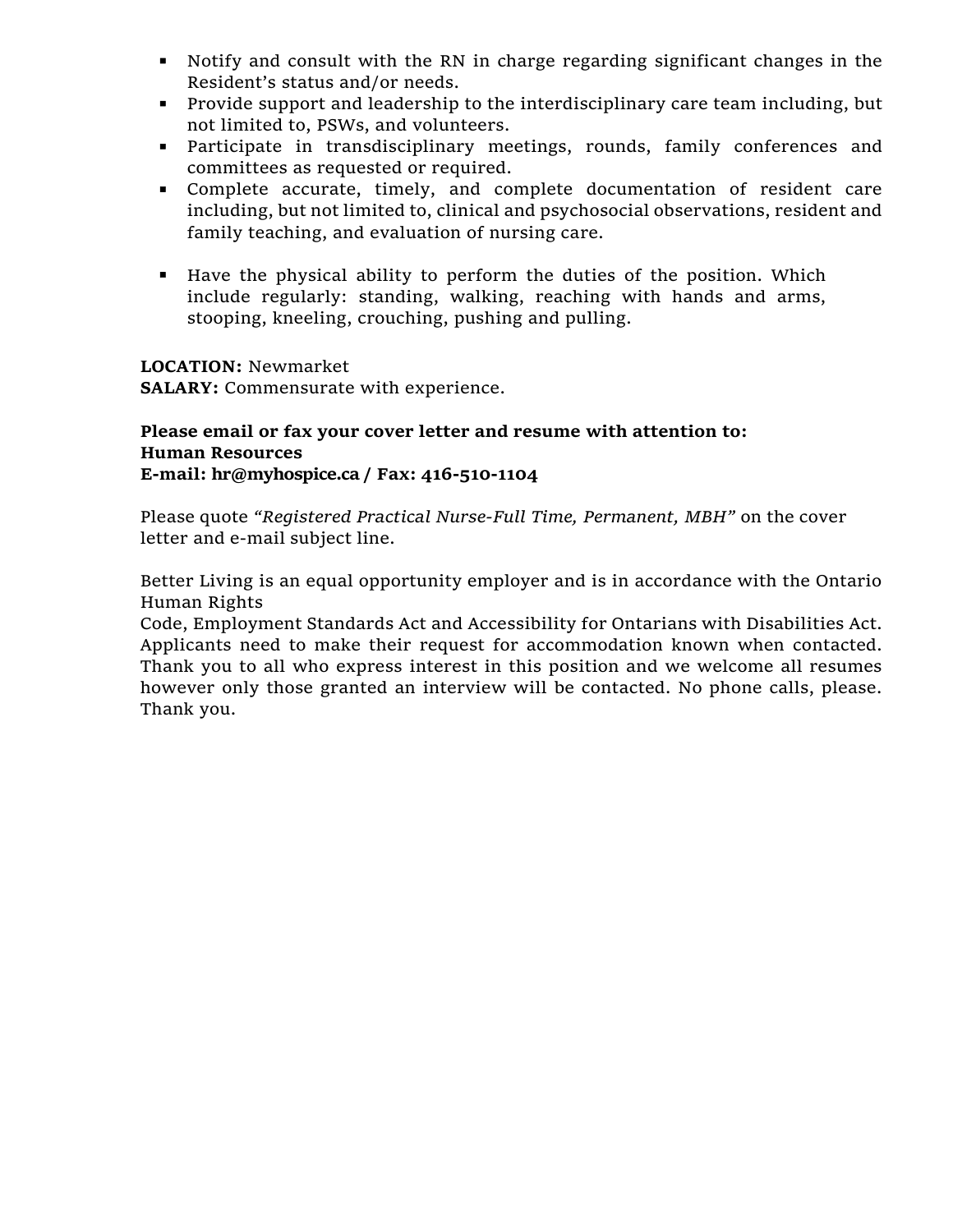- Notify and consult with the RN in charge regarding significant changes in the Resident's status and/or needs.
- Provide support and leadership to the interdisciplinary care team including, but not limited to, PSWs, and volunteers.
- Participate in transdisciplinary meetings, rounds, family conferences and committees as requested or required.
- Complete accurate, timely, and complete documentation of resident care including, but not limited to, clinical and psychosocial observations, resident and family teaching, and evaluation of nursing care.

- Have the physical ability to perform the duties of the position. Which include regularly: standing, walking, reaching with hands and arms, stooping, kneeling, crouching, pushing and pulling.

**LOCATION:** Newmarket
**SALARY:** Commensurate with experience.

**Please email or fax your cover letter and resume with attention to:**
**Human Resources**
**E-mail: hr@myhospice.ca / Fax: 416-510-1104**

Please quote *"Registered Practical Nurse-Full Time, Permanent, MBH"* on the cover letter and e-mail subject line.

Better Living is an equal opportunity employer and is in accordance with the Ontario Human Rights
Code, Employment Standards Act and Accessibility for Ontarians with Disabilities Act. Applicants need to make their request for accommodation known when contacted. Thank you to all who express interest in this position and we welcome all resumes however only those granted an interview will be contacted. No phone calls, please. Thank you.